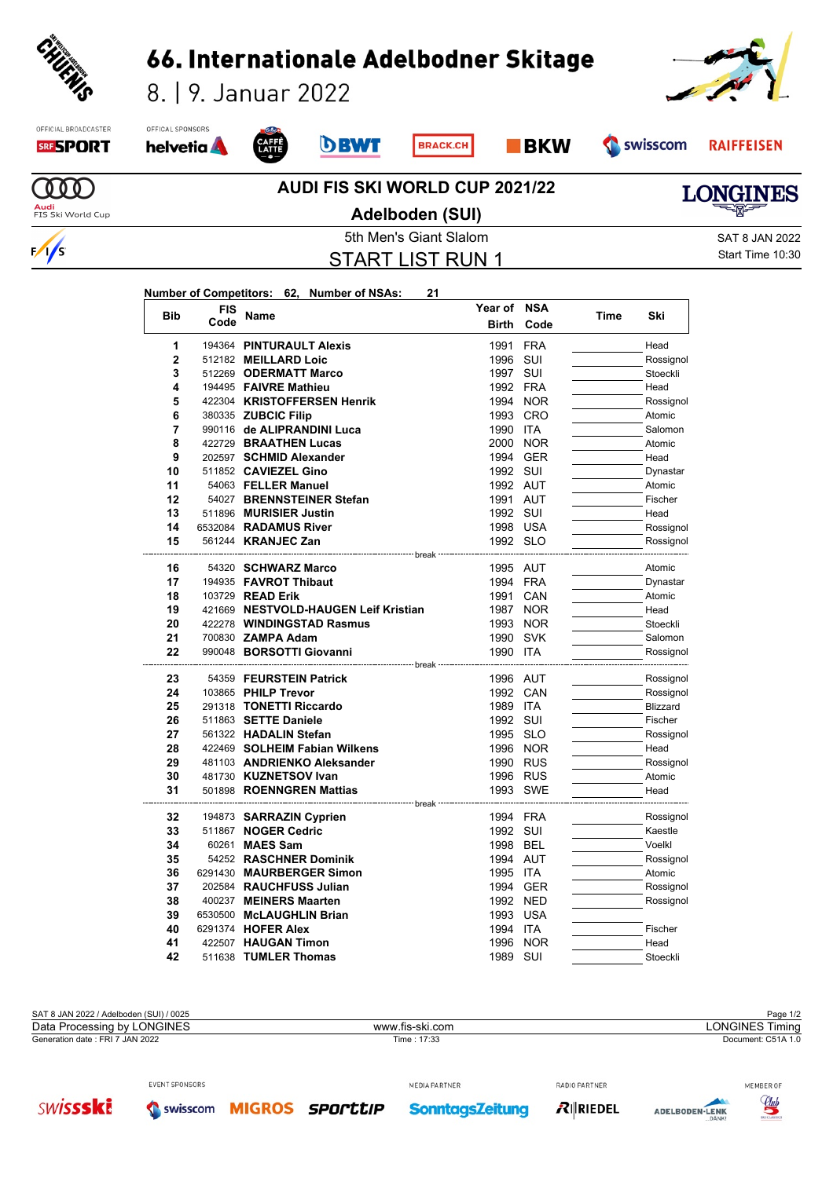# 66. Internationale Adelbodner Skitage

8. | 9. Januar 2022

OFFICIAL BROADCASTER: SRF SPORT
OFFICAL SPONSORS: helvetia, CAFFÈ LATTE, BWT, BRACK.CH, BKW, swisscom, RAIFFEISEN

## AUDI FIS SKI WORLD CUP 2021/22

## Adelboden (SUI)

5th Men's Giant Slalom

SAT 8 JAN 2022
Start Time 10:30

## START LIST RUN 1

**Number of Competitors: 62, Number of NSAs: 21**

| Bib | FIS Code | Name | Year of Birth | NSA Code | Time | Ski |
|---|---|---|---|---|---|---|
| 1 | 194364 | **PINTURAULT Alexis** | 1991 | FRA | | Head |
| 2 | 512182 | **MEILLARD Loic** | 1996 | SUI | | Rossignol |
| 3 | 512269 | **ODERMATT Marco** | 1997 | SUI | | Stoeckli |
| 4 | 194495 | **FAIVRE Mathieu** | 1992 | FRA | | Head |
| 5 | 422304 | **KRISTOFFERSEN Henrik** | 1994 | NOR | | Rossignol |
| 6 | 380335 | **ZUBCIC Filip** | 1993 | CRO | | Atomic |
| 7 | 990116 | **de ALIPRANDINI Luca** | 1990 | ITA | | Salomon |
| 8 | 422729 | **BRAATHEN Lucas** | 2000 | NOR | | Atomic |
| 9 | 202597 | **SCHMID Alexander** | 1994 | GER | | Head |
| 10 | 511852 | **CAVIEZEL Gino** | 1992 | SUI | | Dynastar |
| 11 | 54063 | **FELLER Manuel** | 1992 | AUT | | Atomic |
| 12 | 54027 | **BRENNSTEINER Stefan** | 1991 | AUT | | Fischer |
| 13 | 511896 | **MURISIER Justin** | 1992 | SUI | | Head |
| 14 | 6532084 | **RADAMUS River** | 1998 | USA | | Rossignol |
| 15 | 561244 | **KRANJEC Zan** | 1992 | SLO | | Rossignol |
| | | break | | | | |
| 16 | 54320 | **SCHWARZ Marco** | 1995 | AUT | | Atomic |
| 17 | 194935 | **FAVROT Thibaut** | 1994 | FRA | | Dynastar |
| 18 | 103729 | **READ Erik** | 1991 | CAN | | Atomic |
| 19 | 421669 | **NESTVOLD-HAUGEN Leif Kristian** | 1987 | NOR | | Head |
| 20 | 422278 | **WINDINGSTAD Rasmus** | 1993 | NOR | | Stoeckli |
| 21 | 700830 | **ZAMPA Adam** | 1990 | SVK | | Salomon |
| 22 | 990048 | **BORSOTTI Giovanni** | 1990 | ITA | | Rossignol |
| | | break | | | | |
| 23 | 54359 | **FEURSTEIN Patrick** | 1996 | AUT | | Rossignol |
| 24 | 103865 | **PHILP Trevor** | 1992 | CAN | | Rossignol |
| 25 | 291318 | **TONETTI Riccardo** | 1989 | ITA | | Blizzard |
| 26 | 511863 | **SETTE Daniele** | 1992 | SUI | | Fischer |
| 27 | 561322 | **HADALIN Stefan** | 1995 | SLO | | Rossignol |
| 28 | 422469 | **SOLHEIM Fabian Wilkens** | 1996 | NOR | | Head |
| 29 | 481103 | **ANDRIENKO Aleksander** | 1990 | RUS | | Rossignol |
| 30 | 481730 | **KUZNETSOV Ivan** | 1996 | RUS | | Atomic |
| 31 | 501898 | **ROENNGREN Mattias** | 1993 | SWE | | Head |
| | | break | | | | |
| 32 | 194873 | **SARRAZIN Cyprien** | 1994 | FRA | | Rossignol |
| 33 | 511867 | **NOGER Cedric** | 1992 | SUI | | Kaestle |
| 34 | 60261 | **MAES Sam** | 1998 | BEL | | Voelkl |
| 35 | 54252 | **RASCHNER Dominik** | 1994 | AUT | | Rossignol |
| 36 | 6291430 | **MAURBERGER Simon** | 1995 | ITA | | Atomic |
| 37 | 202584 | **RAUCHFUSS Julian** | 1994 | GER | | Rossignol |
| 38 | 400237 | **MEINERS Maarten** | 1992 | NED | | Rossignol |
| 39 | 6530500 | **McLAUGHLIN Brian** | 1993 | USA | | |
| 40 | 6291374 | **HOFER Alex** | 1994 | ITA | | Fischer |
| 41 | 422507 | **HAUGAN Timon** | 1996 | NOR | | Head |
| 42 | 511638 | **TUMLER Thomas** | 1989 | SUI | | Stoeckli |

SAT 8 JAN 2022 / Adelboden (SUI) / 0025
Data Processing by LONGINES — www.fis-ski.com — LONGINES Timing
Generation date : FRI 7 JAN 2022 — Time : 17:33 — Document: C51A 1.0

EVENT SPONSORS: swissski, swisscom, MIGROS, sporttip
MEDIA PARTNER: SonntagsZeitung
RADIO PARTNER: RIEDEL
MEMBER OF: ADELBODEN-LENK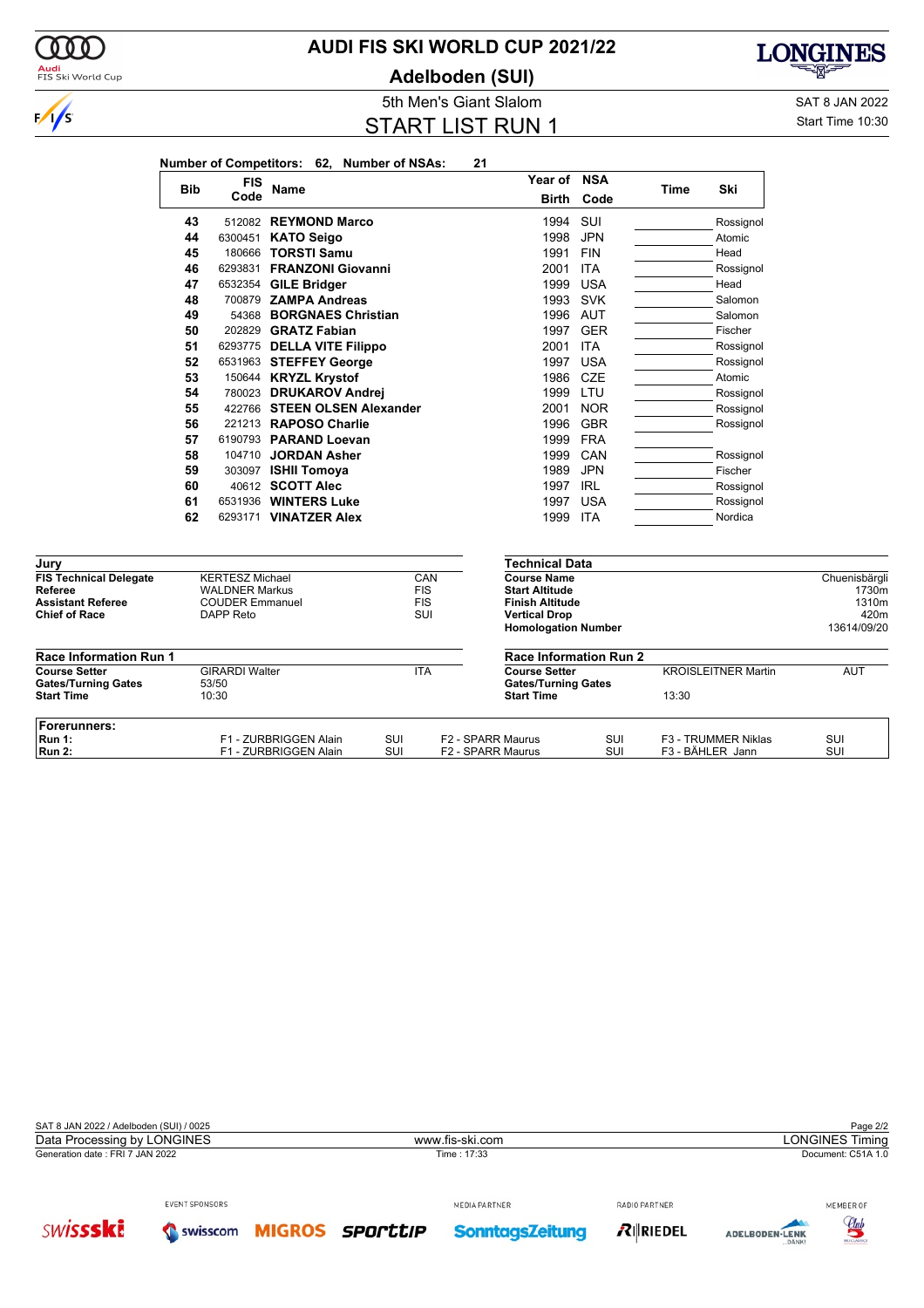# AUDI FIS SKI WORLD CUP 2021/22

## Adelboden (SUI)

### 5th Men's Giant Slalom

SAT 8 JAN 2022

## START LIST RUN 1

Start Time 10:30

**Number of Competitors: 62, Number of NSAs: 21**

| Bib | FIS Code | Name | Year of Birth | NSA Code | Time | Ski |
|---|---|---|---|---|---|---|
| 43 | 512082 | **REYMOND Marco** | 1994 | SUI | | Rossignol |
| 44 | 6300451 | **KATO Seigo** | 1998 | JPN | | Atomic |
| 45 | 180666 | **TORSTI Samu** | 1991 | FIN | | Head |
| 46 | 6293831 | **FRANZONI Giovanni** | 2001 | ITA | | Rossignol |
| 47 | 6532354 | **GILE Bridger** | 1999 | USA | | Head |
| 48 | 700879 | **ZAMPA Andreas** | 1993 | SVK | | Salomon |
| 49 | 54368 | **BORGNAES Christian** | 1996 | AUT | | Salomon |
| 50 | 202829 | **GRATZ Fabian** | 1997 | GER | | Fischer |
| 51 | 6293775 | **DELLA VITE Filippo** | 2001 | ITA | | Rossignol |
| 52 | 6531963 | **STEFFEY George** | 1997 | USA | | Rossignol |
| 53 | 150644 | **KRYZL Krystof** | 1986 | CZE | | Atomic |
| 54 | 780023 | **DRUKAROV Andrej** | 1999 | LTU | | Rossignol |
| 55 | 422766 | **STEEN OLSEN Alexander** | 2001 | NOR | | Rossignol |
| 56 | 221213 | **RAPOSO Charlie** | 1996 | GBR | | Rossignol |
| 57 | 6190793 | **PARAND Loevan** | 1999 | FRA | | |
| 58 | 104710 | **JORDAN Asher** | 1999 | CAN | | Rossignol |
| 59 | 303097 | **ISHII Tomoya** | 1989 | JPN | | Fischer |
| 60 | 40612 | **SCOTT Alec** | 1997 | IRL | | Rossignol |
| 61 | 6531936 | **WINTERS Luke** | 1997 | USA | | Rossignol |
| 62 | 6293171 | **VINATZER Alex** | 1999 | ITA | | Nordica |

| Jury | | |
|---|---|---|
| **FIS Technical Delegate** | KERTESZ Michael | CAN |
| **Referee** | WALDNER Markus | FIS |
| **Assistant Referee** | COUDER Emmanuel | FIS |
| **Chief of Race** | DAPP Reto | SUI |

| Technical Data | |
|---|---|
| **Course Name** | Chuenisbärgli |
| **Start Altitude** | 1730m |
| **Finish Altitude** | 1310m |
| **Vertical Drop** | 420m |
| **Homologation Number** | 13614/09/20 |

| Race Information Run 1 | | |
|---|---|---|
| **Course Setter** | GIRARDI Walter | ITA |
| **Gates/Turning Gates** | 53/50 | |
| **Start Time** | 10:30 | |

| Race Information Run 2 | | |
|---|---|---|
| **Course Setter** | KROISLEITNER Martin | AUT |
| **Gates/Turning Gates** | | |
| **Start Time** | 13:30 | |

| Forerunners: | | | | | | |
|---|---|---|---|---|---|---|
| **Run 1:** | F1 - ZURBRIGGEN Alain | SUI | F2 - SPARR Maurus | SUI | F3 - TRUMMER Niklas | SUI |
| **Run 2:** | F1 - ZURBRIGGEN Alain | SUI | F2 - SPARR Maurus | SUI | F3 - BÄHLER Jann | SUI |

SAT 8 JAN 2022 / Adelboden (SUI) / 0025

Data Processing by LONGINES — www.fis-ski.com — LONGINES Timing

Generation date : FRI 7 JAN 2022 — Time : 17:33 — Document: C51A 1.0